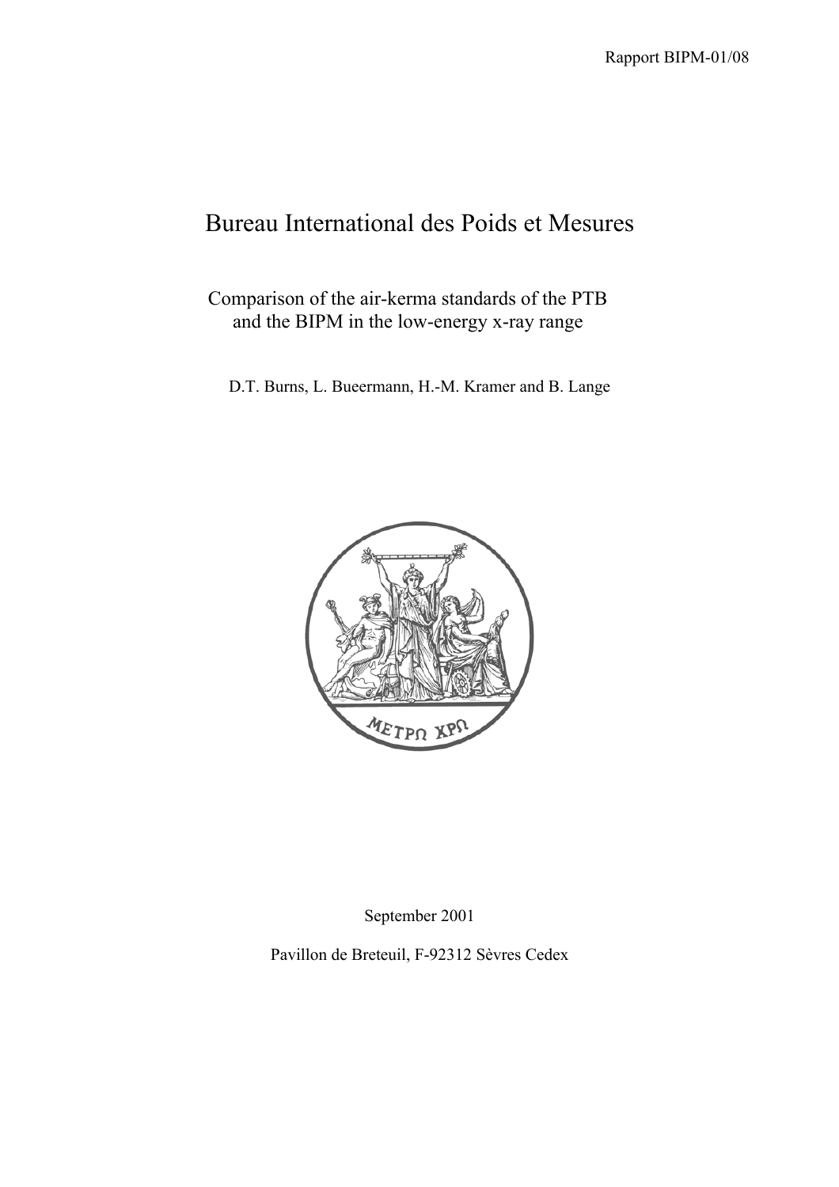Rapport BIPM-01/08

# Bureau International des Poids et Mesures

## Comparison of the air-kerma standards of the PTB and the BIPM in the low-energy x-ray range

D.T. Burns, L. Bueermann, H.-M. Kramer and B. Lange

ΜΕΤΡΩ ΧΡΩ

September 2001

Pavillon de Breteuil, F-92312 Sèvres Cedex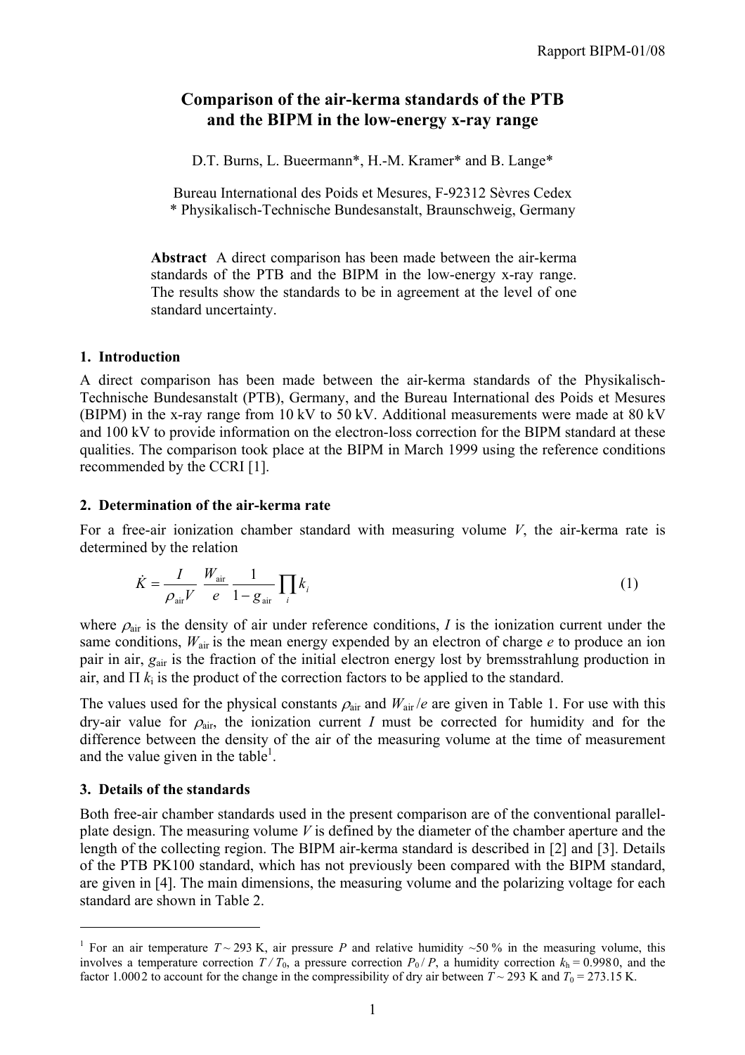# Comparison of the air-kerma standards of the PTB and the BIPM in the low-energy x-ray range

D.T. Burns, L. Bueermann*, H.-M. Kramer* and B. Lange*

Bureau International des Poids et Mesures, F-92312 Sèvres Cedex
* Physikalisch-Technische Bundesanstalt, Braunschweig, Germany

**Abstract** A direct comparison has been made between the air-kerma standards of the PTB and the BIPM in the low-energy x-ray range. The results show the standards to be in agreement at the level of one standard uncertainty.

## 1. Introduction

A direct comparison has been made between the air-kerma standards of the Physikalisch-Technische Bundesanstalt (PTB), Germany, and the Bureau International des Poids et Mesures (BIPM) in the x-ray range from 10 kV to 50 kV. Additional measurements were made at 80 kV and 100 kV to provide information on the electron-loss correction for the BIPM standard at these qualities. The comparison took place at the BIPM in March 1999 using the reference conditions recommended by the CCRI [1].

## 2. Determination of the air-kerma rate

For a free-air ionization chamber standard with measuring volume $V$, the air-kerma rate is determined by the relation

$$\dot{K} = \frac{I}{\rho_{\text{air}} V} \frac{W_{\text{air}}}{e} \frac{1}{1 - g_{\text{air}}} \prod_i k_i \tag{1}$$

where $\rho_{\text{air}}$ is the density of air under reference conditions, $I$ is the ionization current under the same conditions, $W_{\text{air}}$ is the mean energy expended by an electron of charge $e$ to produce an ion pair in air, $g_{\text{air}}$ is the fraction of the initial electron energy lost by bremsstrahlung production in air, and $\Pi\, k_i$ is the product of the correction factors to be applied to the standard.

The values used for the physical constants $\rho_{\text{air}}$ and $W_{\text{air}}/e$ are given in Table 1. For use with this dry-air value for $\rho_{\text{air}}$, the ionization current $I$ must be corrected for humidity and for the difference between the density of the air of the measuring volume at the time of measurement and the value given in the table[1].

## 3. Details of the standards

Both free-air chamber standards used in the present comparison are of the conventional parallel-plate design. The measuring volume $V$ is defined by the diameter of the chamber aperture and the length of the collecting region. The BIPM air-kerma standard is described in [2] and [3]. Details of the PTB PK100 standard, which has not previously been compared with the BIPM standard, are given in [4]. The main dimensions, the measuring volume and the polarizing voltage for each standard are shown in Table 2.

---

[1] For an air temperature $T \sim 293$ K, air pressure $P$ and relative humidity ~50 % in the measuring volume, this involves a temperature correction $T / T_0$, a pressure correction $P_0 / P$, a humidity correction $k_h = 0.9980$, and the factor 1.0002 to account for the change in the compressibility of dry air between $T \sim 293$ K and $T_0 = 273.15$ K.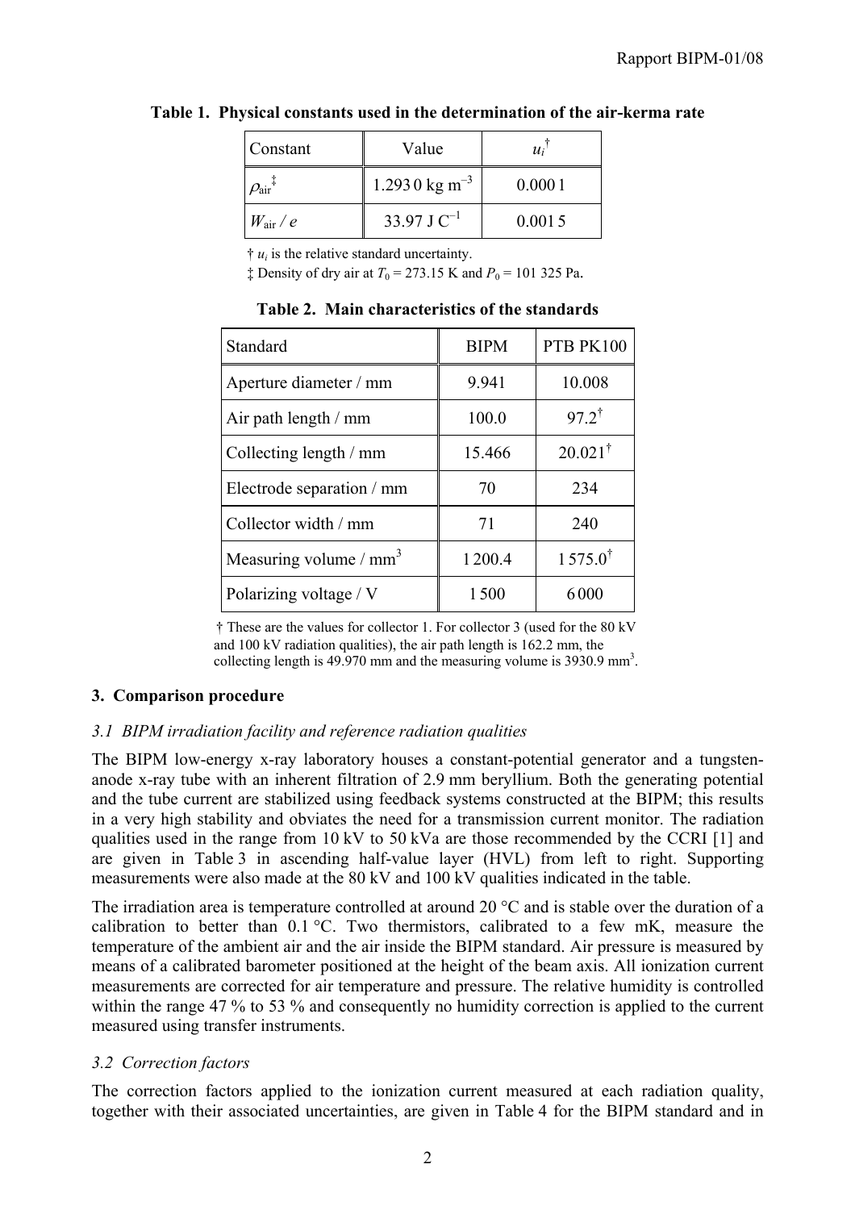**Table 1. Physical constants used in the determination of the air-kerma rate**

| Constant | Value | $u_i$ † |
|---|---|---|
| $\rho_{air}$ ‡ | 1.293 0 kg m$^{-3}$ | 0.000 1 |
| $W_{air} / e$ | 33.97 J C$^{-1}$ | 0.001 5 |

† $u_i$ is the relative standard uncertainty.

‡ Density of dry air at $T_0$ = 273.15 K and $P_0$ = 101 325 Pa.

**Table 2. Main characteristics of the standards**

| Standard | BIPM | PTB PK100 |
|---|---|---|
| Aperture diameter / mm | 9.941 | 10.008 |
| Air path length / mm | 100.0 | 97.2 † |
| Collecting length / mm | 15.466 | 20.021 † |
| Electrode separation / mm | 70 | 234 |
| Collector width / mm | 71 | 240 |
| Measuring volume / mm$^3$ | 1 200.4 | 1 575.0 † |
| Polarizing voltage / V | 1 500 | 6 000 |

† These are the values for collector 1. For collector 3 (used for the 80 kV and 100 kV radiation qualities), the air path length is 162.2 mm, the collecting length is 49.970 mm and the measuring volume is 3930.9 mm$^3$.

## 3. Comparison procedure

### *3.1 BIPM irradiation facility and reference radiation qualities*

The BIPM low-energy x-ray laboratory houses a constant-potential generator and a tungsten-anode x-ray tube with an inherent filtration of 2.9 mm beryllium. Both the generating potential and the tube current are stabilized using feedback systems constructed at the BIPM; this results in a very high stability and obviates the need for a transmission current monitor. The radiation qualities used in the range from 10 kV to 50 kVa are those recommended by the CCRI [1] and are given in Table 3 in ascending half-value layer (HVL) from left to right. Supporting measurements were also made at the 80 kV and 100 kV qualities indicated in the table.

The irradiation area is temperature controlled at around 20 °C and is stable over the duration of a calibration to better than 0.1 °C. Two thermistors, calibrated to a few mK, measure the temperature of the ambient air and the air inside the BIPM standard. Air pressure is measured by means of a calibrated barometer positioned at the height of the beam axis. All ionization current measurements are corrected for air temperature and pressure. The relative humidity is controlled within the range 47 % to 53 % and consequently no humidity correction is applied to the current measured using transfer instruments.

### *3.2 Correction factors*

The correction factors applied to the ionization current measured at each radiation quality, together with their associated uncertainties, are given in Table 4 for the BIPM standard and in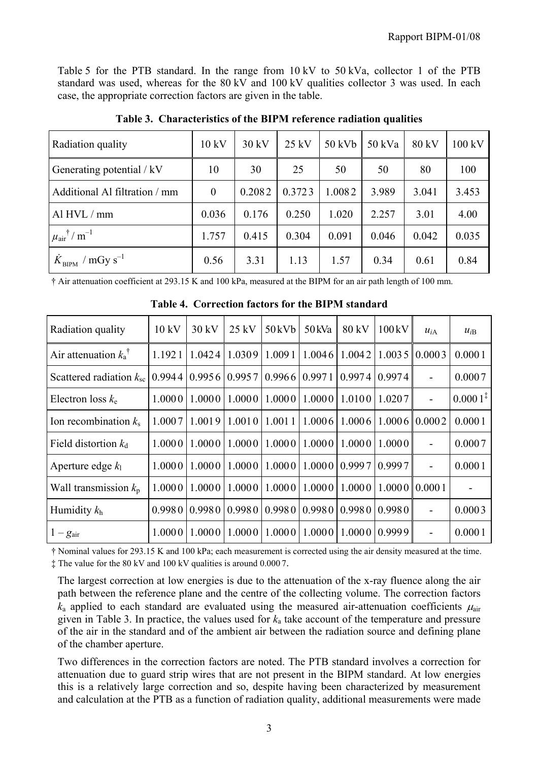Table 5 for the PTB standard. In the range from 10 kV to 50 kVa, collector 1 of the PTB standard was used, whereas for the 80 kV and 100 kV qualities collector 3 was used. In each case, the appropriate correction factors are given in the table.

**Table 3. Characteristics of the BIPM reference radiation qualities**

| Radiation quality | 10 kV | 30 kV | 25 kV | 50 kVb | 50 kVa | 80 kV | 100 kV |
|---|---|---|---|---|---|---|---|
| Generating potential / kV | 10 | 30 | 25 | 50 | 50 | 80 | 100 |
| Additional Al filtration / mm | 0 | 0.208 2 | 0.372 3 | 1.008 2 | 3.989 | 3.041 | 3.453 |
| Al HVL / mm | 0.036 | 0.176 | 0.250 | 1.020 | 2.257 | 3.01 | 4.00 |
| $\mu_{air}$† / $m^{-1}$ | 1.757 | 0.415 | 0.304 | 0.091 | 0.046 | 0.042 | 0.035 |
| $\dot{K}_{BIPM}$ / mGy $s^{-1}$ | 0.56 | 3.31 | 1.13 | 1.57 | 0.34 | 0.61 | 0.84 |

† Air attenuation coefficient at 293.15 K and 100 kPa, measured at the BIPM for an air path length of 100 mm.

**Table 4. Correction factors for the BIPM standard**

| Radiation quality | 10 kV | 30 kV | 25 kV | 50 kVb | 50 kVa | 80 kV | 100 kV | $u_{iA}$ | $u_{iB}$ |
|---|---|---|---|---|---|---|---|---|---|
| Air attenuation $k_a$† | 1.192 1 | 1.042 4 | 1.030 9 | 1.009 1 | 1.004 6 | 1.004 2 | 1.003 5 | 0.000 3 | 0.000 1 |
| Scattered radiation $k_{sc}$ | 0.994 4 | 0.995 6 | 0.995 7 | 0.996 6 | 0.997 1 | 0.997 4 | 0.997 4 | - | 0.000 7 |
| Electron loss $k_e$ | 1.000 0 | 1.000 0 | 1.000 0 | 1.000 0 | 1.000 0 | 1.010 0 | 1.020 7 | - | 0.000 1‡ |
| Ion recombination $k_s$ | 1.000 7 | 1.001 9 | 1.001 0 | 1.001 1 | 1.000 6 | 1.000 6 | 1.000 6 | 0.000 2 | 0.000 1 |
| Field distortion $k_d$ | 1.000 0 | 1.000 0 | 1.000 0 | 1.000 0 | 1.000 0 | 1.000 0 | 1.000 0 | - | 0.000 7 |
| Aperture edge $k_l$ | 1.000 0 | 1.000 0 | 1.000 0 | 1.000 0 | 1.000 0 | 0.999 7 | 0.999 7 | - | 0.000 1 |
| Wall transmission $k_p$ | 1.000 0 | 1.000 0 | 1.000 0 | 1.000 0 | 1.000 0 | 1.000 0 | 1.000 0 | 0.000 1 | - |
| Humidity $k_h$ | 0.998 0 | 0.998 0 | 0.998 0 | 0.998 0 | 0.998 0 | 0.998 0 | 0.998 0 | - | 0.000 3 |
| $1 - g_{air}$ | 1.000 0 | 1.000 0 | 1.000 0 | 1.000 0 | 1.000 0 | 1.000 0 | 0.999 9 | - | 0.000 1 |

† Nominal values for 293.15 K and 100 kPa; each measurement is corrected using the air density measured at the time.
‡ The value for the 80 kV and 100 kV qualities is around 0.000 7.

The largest correction at low energies is due to the attenuation of the x-ray fluence along the air path between the reference plane and the centre of the collecting volume. The correction factors $k_a$ applied to each standard are evaluated using the measured air-attenuation coefficients $\mu_{air}$ given in Table 3. In practice, the values used for $k_a$ take account of the temperature and pressure of the air in the standard and of the ambient air between the radiation source and defining plane of the chamber aperture.

Two differences in the correction factors are noted. The PTB standard involves a correction for attenuation due to guard strip wires that are not present in the BIPM standard. At low energies this is a relatively large correction and so, despite having been characterized by measurement and calculation at the PTB as a function of radiation quality, additional measurements were made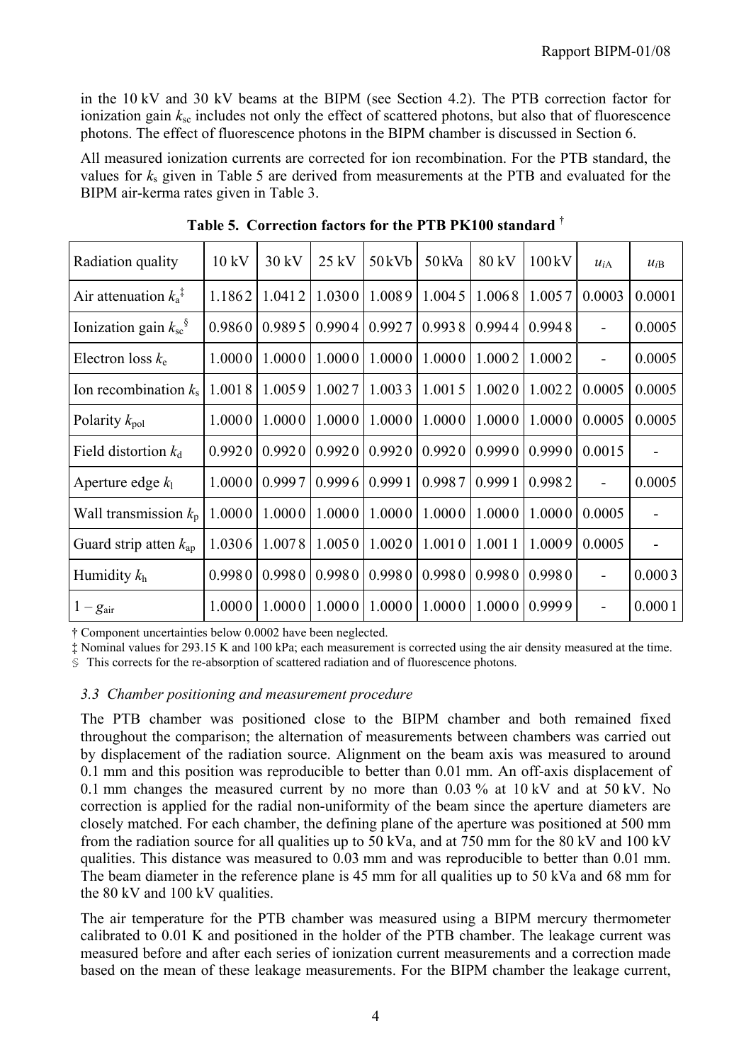in the 10 kV and 30 kV beams at the BIPM (see Section 4.2). The PTB correction factor for ionization gain $k_{sc}$ includes not only the effect of scattered photons, but also that of fluorescence photons. The effect of fluorescence photons in the BIPM chamber is discussed in Section 6.

All measured ionization currents are corrected for ion recombination. For the PTB standard, the values for $k_s$ given in Table 5 are derived from measurements at the PTB and evaluated for the BIPM air-kerma rates given in Table 3.

**Table 5. Correction factors for the PTB PK100 standard** †

| Radiation quality | 10 kV | 30 kV | 25 kV | 50 kVb | 50 kVa | 80 kV | 100 kV | $u_{iA}$ | $u_{iB}$ |
|---|---|---|---|---|---|---|---|---|---|
| Air attenuation $k_a$ ‡ | 1.1862 | 1.0412 | 1.0300 | 1.0089 | 1.0045 | 1.0068 | 1.0057 | 0.0003 | 0.0001 |
| Ionization gain $k_{sc}$ § | 0.9860 | 0.9895 | 0.9904 | 0.9927 | 0.9938 | 0.9944 | 0.9948 | - | 0.0005 |
| Electron loss $k_e$ | 1.0000 | 1.0000 | 1.0000 | 1.0000 | 1.0000 | 1.0002 | 1.0002 | - | 0.0005 |
| Ion recombination $k_s$ | 1.0018 | 1.0059 | 1.0027 | 1.0033 | 1.0015 | 1.0020 | 1.0022 | 0.0005 | 0.0005 |
| Polarity $k_{pol}$ | 1.0000 | 1.0000 | 1.0000 | 1.0000 | 1.0000 | 1.0000 | 1.0000 | 0.0005 | 0.0005 |
| Field distortion $k_d$ | 0.9920 | 0.9920 | 0.9920 | 0.9920 | 0.9920 | 0.9990 | 0.9990 | 0.0015 | - |
| Aperture edge $k_l$ | 1.0000 | 0.9997 | 0.9996 | 0.9991 | 0.9987 | 0.9991 | 0.9982 | - | 0.0005 |
| Wall transmission $k_p$ | 1.0000 | 1.0000 | 1.0000 | 1.0000 | 1.0000 | 1.0000 | 1.0000 | 0.0005 | - |
| Guard strip atten $k_{ap}$ | 1.0306 | 1.0078 | 1.0050 | 1.0020 | 1.0010 | 1.0011 | 1.0009 | 0.0005 | - |
| Humidity $k_h$ | 0.9980 | 0.9980 | 0.9980 | 0.9980 | 0.9980 | 0.9980 | 0.9980 | - | 0.0003 |
| $1 - g_{air}$ | 1.0000 | 1.0000 | 1.0000 | 1.0000 | 1.0000 | 1.0000 | 0.9999 | - | 0.0001 |

† Component uncertainties below 0.0002 have been neglected.

‡ Nominal values for 293.15 K and 100 kPa; each measurement is corrected using the air density measured at the time.

§ This corrects for the re-absorption of scattered radiation and of fluorescence photons.

### *3.3 Chamber positioning and measurement procedure*

The PTB chamber was positioned close to the BIPM chamber and both remained fixed throughout the comparison; the alternation of measurements between chambers was carried out by displacement of the radiation source. Alignment on the beam axis was measured to around 0.1 mm and this position was reproducible to better than 0.01 mm. An off-axis displacement of 0.1 mm changes the measured current by no more than 0.03 % at 10 kV and at 50 kV. No correction is applied for the radial non-uniformity of the beam since the aperture diameters are closely matched. For each chamber, the defining plane of the aperture was positioned at 500 mm from the radiation source for all qualities up to 50 kVa, and at 750 mm for the 80 kV and 100 kV qualities. This distance was measured to 0.03 mm and was reproducible to better than 0.01 mm. The beam diameter in the reference plane is 45 mm for all qualities up to 50 kVa and 68 mm for the 80 kV and 100 kV qualities.

The air temperature for the PTB chamber was measured using a BIPM mercury thermometer calibrated to 0.01 K and positioned in the holder of the PTB chamber. The leakage current was measured before and after each series of ionization current measurements and a correction made based on the mean of these leakage measurements. For the BIPM chamber the leakage current,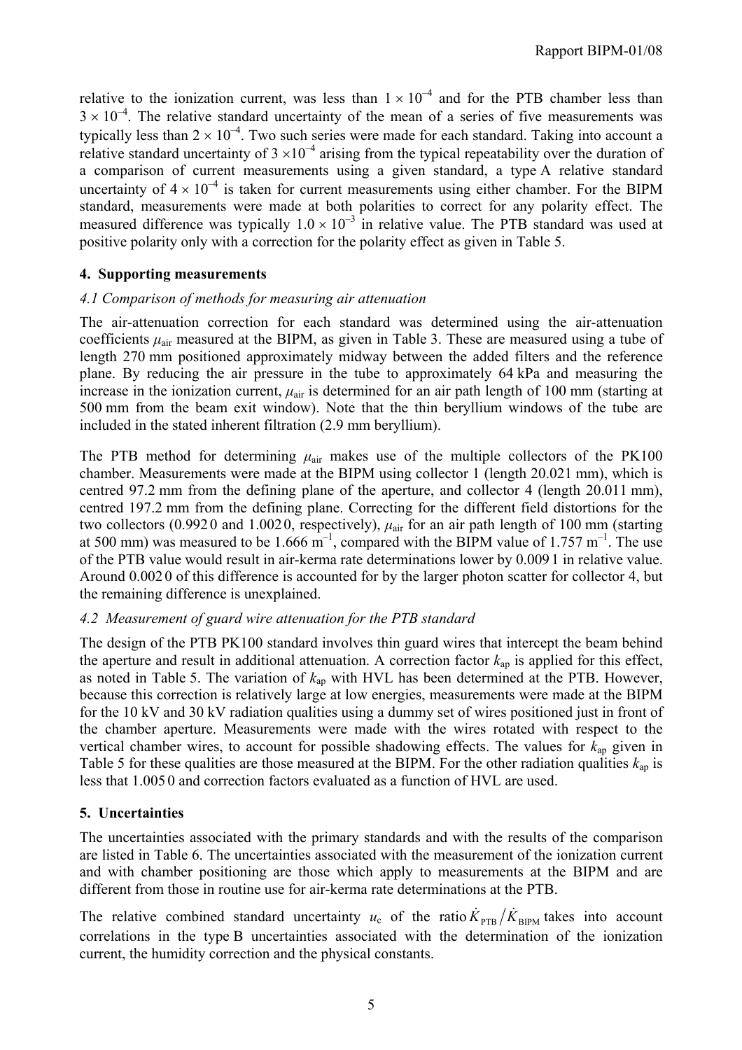relative to the ionization current, was less than $1 \times 10^{-4}$ and for the PTB chamber less than $3 \times 10^{-4}$. The relative standard uncertainty of the mean of a series of five measurements was typically less than $2 \times 10^{-4}$. Two such series were made for each standard. Taking into account a relative standard uncertainty of $3 \times 10^{-4}$ arising from the typical repeatability over the duration of a comparison of current measurements using a given standard, a type A relative standard uncertainty of $4 \times 10^{-4}$ is taken for current measurements using either chamber. For the BIPM standard, measurements were made at both polarities to correct for any polarity effect. The measured difference was typically $1.0 \times 10^{-3}$ in relative value. The PTB standard was used at positive polarity only with a correction for the polarity effect as given in Table 5.

## 4. Supporting measurements

### *4.1 Comparison of methods for measuring air attenuation*

The air-attenuation correction for each standard was determined using the air-attenuation coefficients $\mu_{air}$ measured at the BIPM, as given in Table 3. These are measured using a tube of length 270 mm positioned approximately midway between the added filters and the reference plane. By reducing the air pressure in the tube to approximately 64 kPa and measuring the increase in the ionization current, $\mu_{air}$ is determined for an air path length of 100 mm (starting at 500 mm from the beam exit window). Note that the thin beryllium windows of the tube are included in the stated inherent filtration (2.9 mm beryllium).

The PTB method for determining $\mu_{air}$ makes use of the multiple collectors of the PK100 chamber. Measurements were made at the BIPM using collector 1 (length 20.021 mm), which is centred 97.2 mm from the defining plane of the aperture, and collector 4 (length 20.011 mm), centred 197.2 mm from the defining plane. Correcting for the different field distortions for the two collectors (0.992 0 and 1.002 0, respectively), $\mu_{air}$ for an air path length of 100 mm (starting at 500 mm) was measured to be 1.666 $m^{-1}$, compared with the BIPM value of 1.757 $m^{-1}$. The use of the PTB value would result in air-kerma rate determinations lower by 0.009 1 in relative value. Around 0.002 0 of this difference is accounted for by the larger photon scatter for collector 4, but the remaining difference is unexplained.

### *4.2 Measurement of guard wire attenuation for the PTB standard*

The design of the PTB PK100 standard involves thin guard wires that intercept the beam behind the aperture and result in additional attenuation. A correction factor $k_{ap}$ is applied for this effect, as noted in Table 5. The variation of $k_{ap}$ with HVL has been determined at the PTB. However, because this correction is relatively large at low energies, measurements were made at the BIPM for the 10 kV and 30 kV radiation qualities using a dummy set of wires positioned just in front of the chamber aperture. Measurements were made with the wires rotated with respect to the vertical chamber wires, to account for possible shadowing effects. The values for $k_{ap}$ given in Table 5 for these qualities are those measured at the BIPM. For the other radiation qualities $k_{ap}$ is less that 1.005 0 and correction factors evaluated as a function of HVL are used.

## 5. Uncertainties

The uncertainties associated with the primary standards and with the results of the comparison are listed in Table 6. The uncertainties associated with the measurement of the ionization current and with chamber positioning are those which apply to measurements at the BIPM and are different from those in routine use for air-kerma rate determinations at the PTB.

The relative combined standard uncertainty $u_c$ of the ratio $\dot{K}_{PTB}/\dot{K}_{BIPM}$ takes into account correlations in the type B uncertainties associated with the determination of the ionization current, the humidity correction and the physical constants.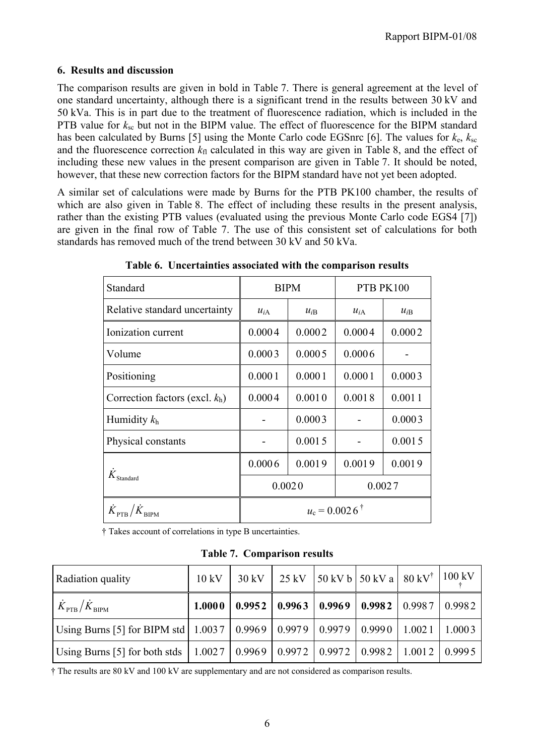## 6. Results and discussion

The comparison results are given in bold in Table 7. There is general agreement at the level of one standard uncertainty, although there is a significant trend in the results between 30 kV and 50 kVa. This is in part due to the treatment of fluorescence radiation, which is included in the PTB value for $k_{sc}$ but not in the BIPM value. The effect of fluorescence for the BIPM standard has been calculated by Burns [5] using the Monte Carlo code EGSnrc [6]. The values for $k_e$, $k_{sc}$ and the fluorescence correction $k_{fl}$ calculated in this way are given in Table 8, and the effect of including these new values in the present comparison are given in Table 7. It should be noted, however, that these new correction factors for the BIPM standard have not yet been adopted.

A similar set of calculations were made by Burns for the PTB PK100 chamber, the results of which are also given in Table 8. The effect of including these results in the present analysis, rather than the existing PTB values (evaluated using the previous Monte Carlo code EGS4 [7]) are given in the final row of Table 7. The use of this consistent set of calculations for both standards has removed much of the trend between 30 kV and 50 kVa.

**Table 6. Uncertainties associated with the comparison results**

| Standard | BIPM | | PTB PK100 | |
|---|---|---|---|---|
| Relative standard uncertainty | $u_{iA}$ | $u_{iB}$ | $u_{iA}$ | $u_{iB}$ |
| Ionization current | 0.0004 | 0.0002 | 0.0004 | 0.0002 |
| Volume | 0.0003 | 0.0005 | 0.0006 | - |
| Positioning | 0.0001 | 0.0001 | 0.0001 | 0.0003 |
| Correction factors (excl. $k_h$) | 0.0004 | 0.0010 | 0.0018 | 0.0011 |
| Humidity $k_h$ | - | 0.0003 | - | 0.0003 |
| Physical constants | - | 0.0015 | - | 0.0015 |
| $\dot{K}_{\text{Standard}}$ | 0.0006 | 0.0019 | 0.0019 | 0.0019 |
| | 0.0020 | | 0.0027 | |
| $\dot{K}_{\text{PTB}}/\dot{K}_{\text{BIPM}}$ | $u_c = 0.0026$ † | | | |

† Takes account of correlations in type B uncertainties.

**Table 7. Comparison results**

| Radiation quality | 10 kV | 30 kV | 25 kV | 50 kV b | 50 kV a | 80 kV† | 100 kV† |
|---|---|---|---|---|---|---|---|
| $\dot{K}_{\text{PTB}}/\dot{K}_{\text{BIPM}}$ | **1.0000** | **0.9952** | **0.9963** | **0.9969** | **0.9982** | 0.9987 | 0.9982 |
| Using Burns [5] for BIPM std | 1.0037 | 0.9969 | 0.9979 | 0.9979 | 0.9990 | 1.0021 | 1.0003 |
| Using Burns [5] for both stds | 1.0027 | 0.9969 | 0.9972 | 0.9972 | 0.9982 | 1.0012 | 0.9995 |

† The results are 80 kV and 100 kV are supplementary and are not considered as comparison results.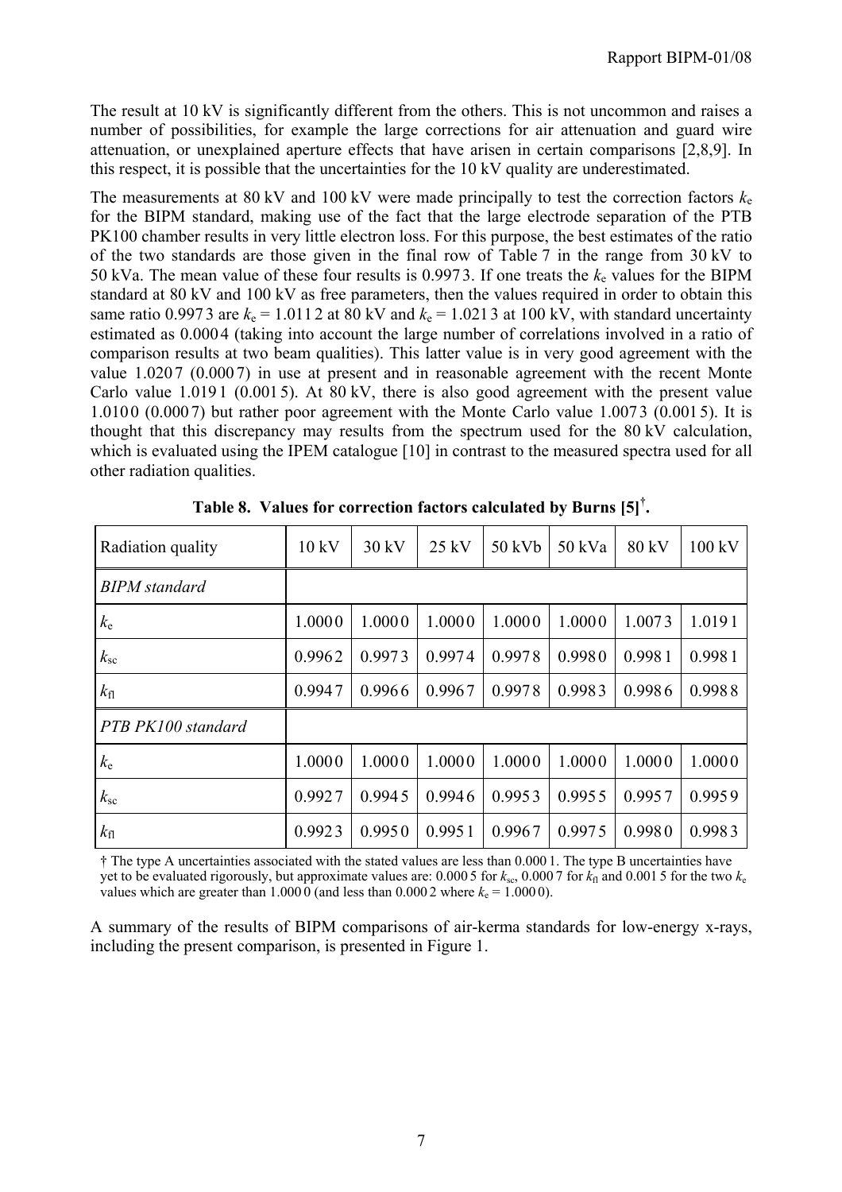The result at 10 kV is significantly different from the others. This is not uncommon and raises a number of possibilities, for example the large corrections for air attenuation and guard wire attenuation, or unexplained aperture effects that have arisen in certain comparisons [2,8,9]. In this respect, it is possible that the uncertainties for the 10 kV quality are underestimated.

The measurements at 80 kV and 100 kV were made principally to test the correction factors $k_e$ for the BIPM standard, making use of the fact that the large electrode separation of the PTB PK100 chamber results in very little electron loss. For this purpose, the best estimates of the ratio of the two standards are those given in the final row of Table 7 in the range from 30 kV to 50 kVa. The mean value of these four results is 0.997 3. If one treats the $k_e$ values for the BIPM standard at 80 kV and 100 kV as free parameters, then the values required in order to obtain this same ratio 0.997 3 are $k_e$ = 1.011 2 at 80 kV and $k_e$ = 1.021 3 at 100 kV, with standard uncertainty estimated as 0.000 4 (taking into account the large number of correlations involved in a ratio of comparison results at two beam qualities). This latter value is in very good agreement with the value 1.020 7 (0.000 7) in use at present and in reasonable agreement with the recent Monte Carlo value 1.019 1 (0.001 5). At 80 kV, there is also good agreement with the present value 1.010 0 (0.000 7) but rather poor agreement with the Monte Carlo value 1.007 3 (0.001 5). It is thought that this discrepancy may results from the spectrum used for the 80 kV calculation, which is evaluated using the IPEM catalogue [10] in contrast to the measured spectra used for all other radiation qualities.

**Table 8. Values for correction factors calculated by Burns [5]†.**

| Radiation quality | 10 kV | 30 kV | 25 kV | 50 kVb | 50 kVa | 80 kV | 100 kV |
|---|---|---|---|---|---|---|---|
| *BIPM standard* | | | | | | | |
| $k_e$ | 1.000 0 | 1.000 0 | 1.000 0 | 1.000 0 | 1.000 0 | 1.007 3 | 1.019 1 |
| $k_{sc}$ | 0.996 2 | 0.997 3 | 0.997 4 | 0.997 8 | 0.998 0 | 0.998 1 | 0.998 1 |
| $k_{fl}$ | 0.994 7 | 0.996 6 | 0.996 7 | 0.997 8 | 0.998 3 | 0.998 6 | 0.998 8 |
| *PTB PK100 standard* | | | | | | | |
| $k_e$ | 1.000 0 | 1.000 0 | 1.000 0 | 1.000 0 | 1.000 0 | 1.000 0 | 1.000 0 |
| $k_{sc}$ | 0.992 7 | 0.994 5 | 0.994 6 | 0.995 3 | 0.995 5 | 0.995 7 | 0.995 9 |
| $k_{fl}$ | 0.992 3 | 0.995 0 | 0.995 1 | 0.996 7 | 0.997 5 | 0.998 0 | 0.998 3 |

† The type A uncertainties associated with the stated values are less than 0.000 1. The type B uncertainties have yet to be evaluated rigorously, but approximate values are: 0.000 5 for $k_{sc}$, 0.000 7 for $k_{fl}$ and 0.001 5 for the two $k_e$ values which are greater than 1.000 0 (and less than 0.000 2 where $k_e$ = 1.000 0).

A summary of the results of BIPM comparisons of air-kerma standards for low-energy x-rays, including the present comparison, is presented in Figure 1.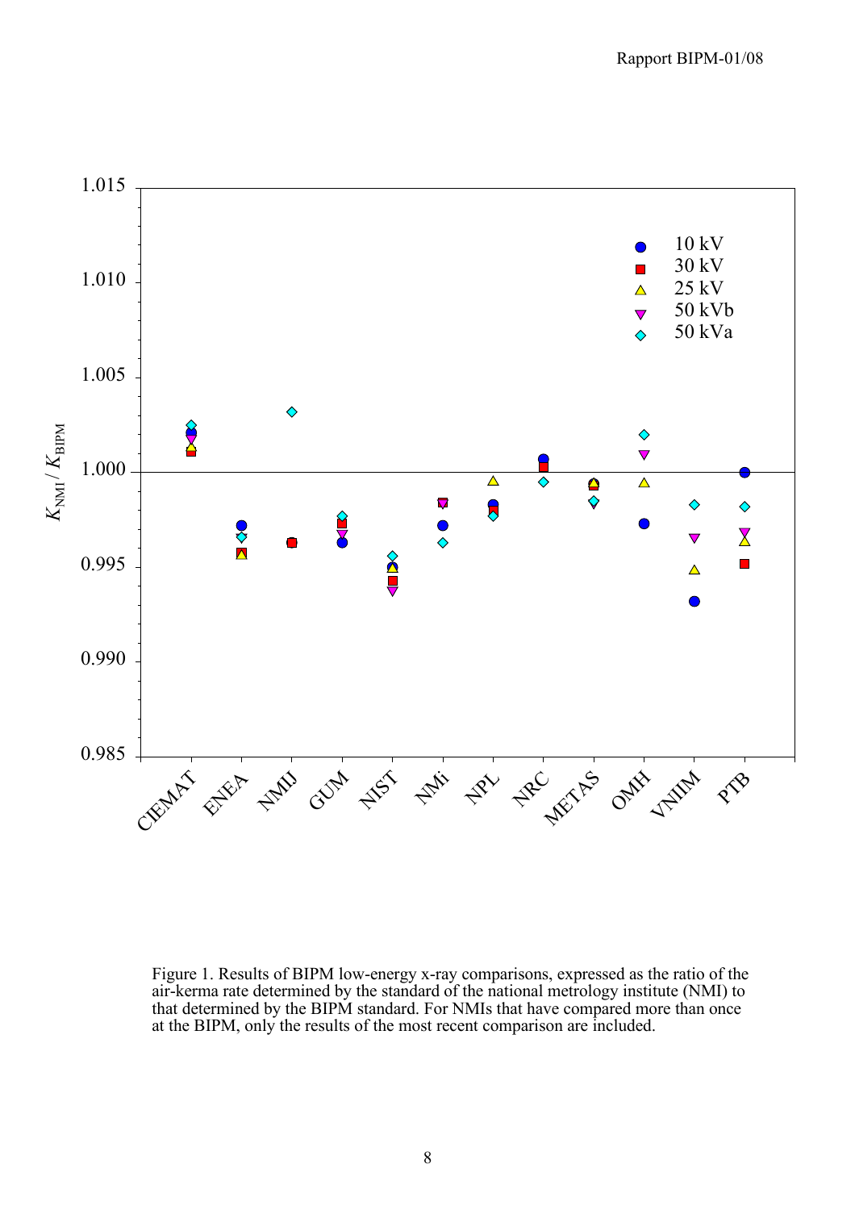Figure 1. Results of BIPM low-energy x-ray comparisons, expressed as the ratio of the air-kerma rate determined by the standard of the national metrology institute (NMI) to that determined by the BIPM standard. For NMIs that have compared more than once at the BIPM, only the results of the most recent comparison are included.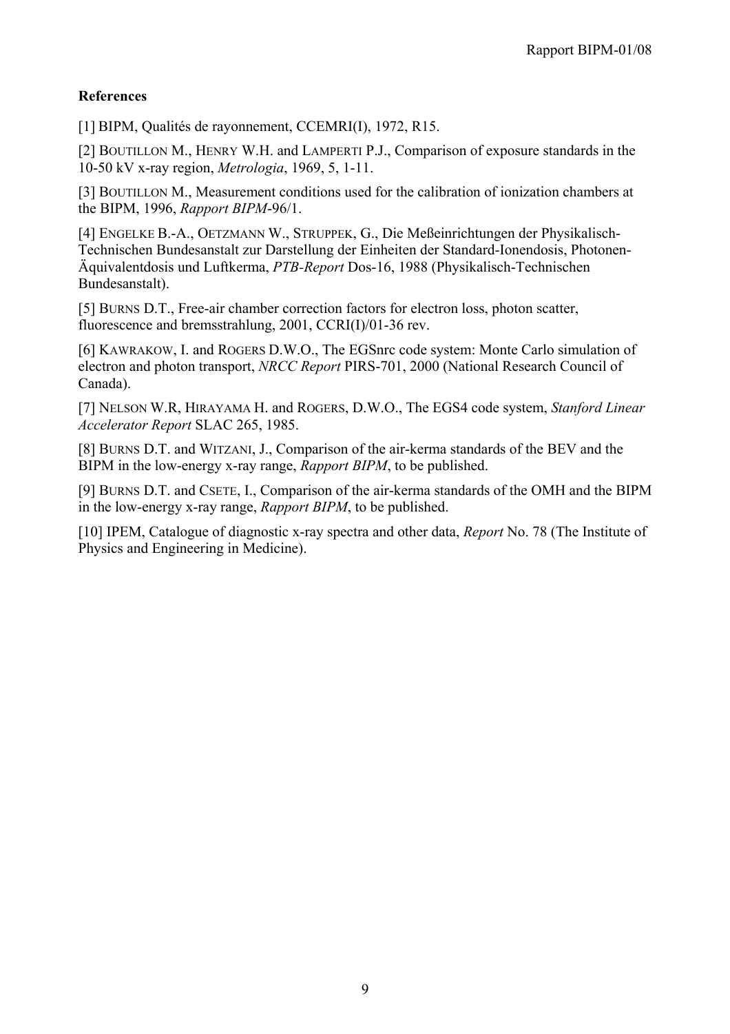**References**

[1] BIPM, Qualités de rayonnement, CCEMRI(I), 1972, R15.

[2] BOUTILLON M., HENRY W.H. and LAMPERTI P.J., Comparison of exposure standards in the 10-50 kV x-ray region, *Metrologia*, 1969, 5, 1-11.

[3] BOUTILLON M., Measurement conditions used for the calibration of ionization chambers at the BIPM, 1996, *Rapport BIPM*-96/1.

[4] ENGELKE B.-A., OETZMANN W., STRUPPEK, G., Die Meßeinrichtungen der Physikalisch-Technischen Bundesanstalt zur Darstellung der Einheiten der Standard-Ionendosis, Photonen-Äquivalentdosis und Luftkerma, *PTB-Report* Dos-16, 1988 (Physikalisch-Technischen Bundesanstalt).

[5] BURNS D.T., Free-air chamber correction factors for electron loss, photon scatter, fluorescence and bremsstrahlung, 2001, CCRI(I)/01-36 rev.

[6] KAWRAKOW, I. and ROGERS D.W.O., The EGSnrc code system: Monte Carlo simulation of electron and photon transport, *NRCC Report* PIRS-701, 2000 (National Research Council of Canada).

[7] NELSON W.R, HIRAYAMA H. and ROGERS, D.W.O., The EGS4 code system, *Stanford Linear Accelerator Report* SLAC 265, 1985.

[8] BURNS D.T. and WITZANI, J., Comparison of the air-kerma standards of the BEV and the BIPM in the low-energy x-ray range, *Rapport BIPM*, to be published.

[9] BURNS D.T. and CSETE, I., Comparison of the air-kerma standards of the OMH and the BIPM in the low-energy x-ray range, *Rapport BIPM*, to be published.

[10] IPEM, Catalogue of diagnostic x-ray spectra and other data, *Report* No. 78 (The Institute of Physics and Engineering in Medicine).